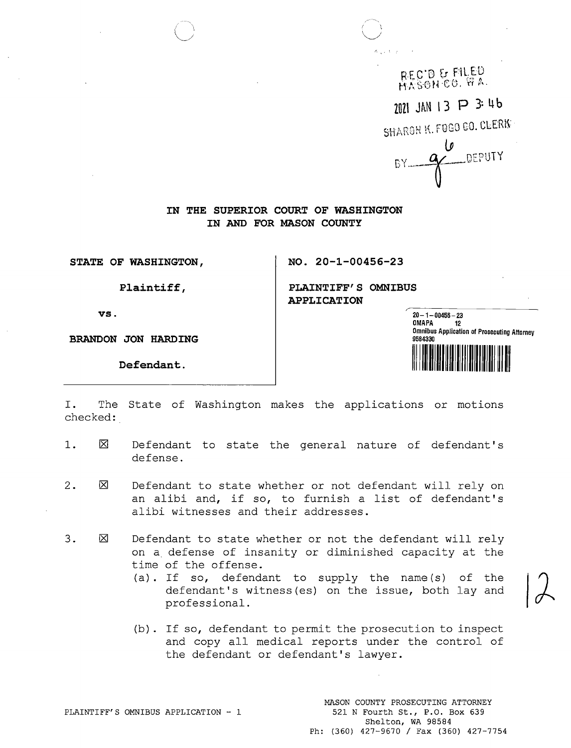REC'D & FILED
MASON CO. WA.

2021 JAN 13 P 3:46

SHARON K. FOGO CO. CLERK

BY ___ DEPUTY

**IN THE SUPERIOR COURT OF WASHINGTON**
**IN AND FOR MASON COUNTY**

| | |
|---|---|
| **STATE OF WASHINGTON,** | **NO. 20-1-00456-23** |
| **Plaintiff,** | **PLAINTIFF'S OMNIBUS APPLICATION** |
| **vs.** | 20-1-00456-23 OMAPA 12 Omnibus Application of Prosecuting Attorney 9584330 |
| **BRANDON JON HARDING** | |
| **Defendant.** | |

I. The State of Washington makes the applications or motions checked:

1. ☒ Defendant to state the general nature of defendant's defense.

2. ☒ Defendant to state whether or not defendant will rely on an alibi and, if so, to furnish a list of defendant's alibi witnesses and their addresses.

3. ☒ Defendant to state whether or not the defendant will rely on a defense of insanity or diminished capacity at the time of the offense.
   (a). If so, defendant to supply the name(s) of the defendant's witness(es) on the issue, both lay and professional.

   (b). If so, defendant to permit the prosecution to inspect and copy all medical reports under the control of the defendant or defendant's lawyer.

12

PLAINTIFF'S OMNIBUS APPLICATION - 1

MASON COUNTY PROSECUTING ATTORNEY
521 N Fourth St., P.O. Box 639
Shelton, WA 98584
Ph: (360) 427-9670 / Fax (360) 427-7754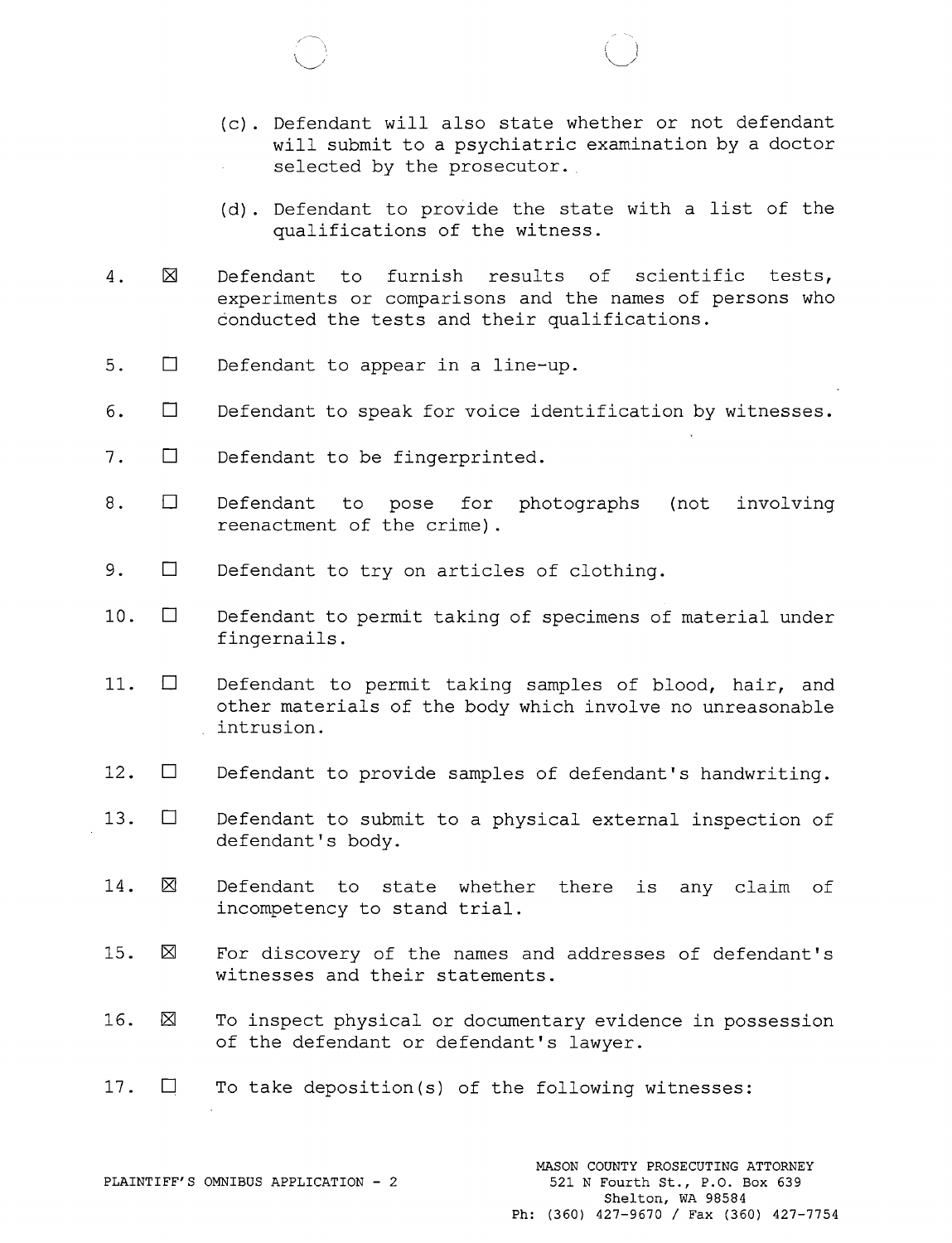(c). Defendant will also state whether or not defendant will submit to a psychiatric examination by a doctor selected by the prosecutor.

(d). Defendant to provide the state with a list of the qualifications of the witness.

4. ☒ Defendant to furnish results of scientific tests, experiments or comparisons and the names of persons who conducted the tests and their qualifications.

5. ☐ Defendant to appear in a line-up.

6. ☐ Defendant to speak for voice identification by witnesses.

7. ☐ Defendant to be fingerprinted.

8. ☐ Defendant to pose for photographs (not involving reenactment of the crime).

9. ☐ Defendant to try on articles of clothing.

10. ☐ Defendant to permit taking of specimens of material under fingernails.

11. ☐ Defendant to permit taking samples of blood, hair, and other materials of the body which involve no unreasonable intrusion.

12. ☐ Defendant to provide samples of defendant's handwriting.

13. ☐ Defendant to submit to a physical external inspection of defendant's body.

14. ☒ Defendant to state whether there is any claim of incompetency to stand trial.

15. ☒ For discovery of the names and addresses of defendant's witnesses and their statements.

16. ☒ To inspect physical or documentary evidence in possession of the defendant or defendant's lawyer.

17. ☐ To take deposition(s) of the following witnesses:

PLAINTIFF'S OMNIBUS APPLICATION - 2

MASON COUNTY PROSECUTING ATTORNEY
521 N Fourth St., P.O. Box 639
Shelton, WA 98584
Ph: (360) 427-9670 / Fax (360) 427-7754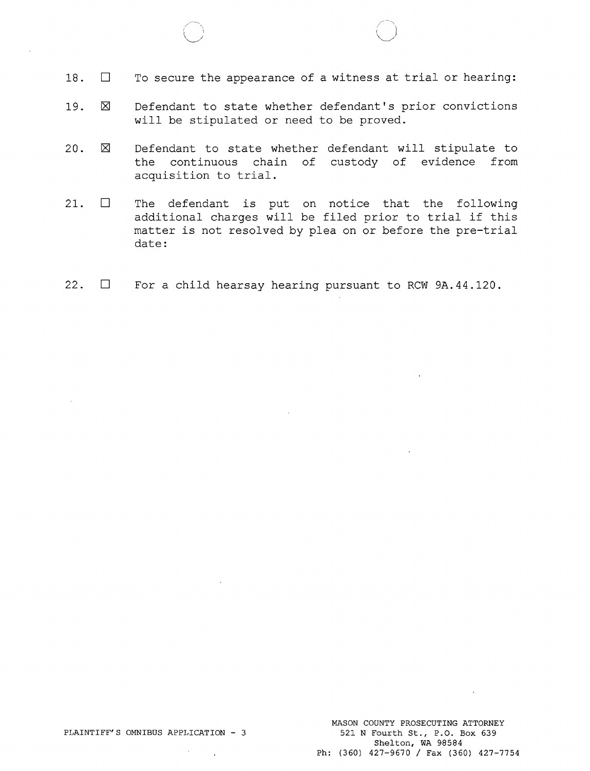18. ☐ To secure the appearance of a witness at trial or hearing:

19. ☒ Defendant to state whether defendant's prior convictions will be stipulated or need to be proved.

20. ☒ Defendant to state whether defendant will stipulate to the continuous chain of custody of evidence from acquisition to trial.

21. ☐ The defendant is put on notice that the following additional charges will be filed prior to trial if this matter is not resolved by plea on or before the pre-trial date:

22. ☐ For a child hearsay hearing pursuant to RCW 9A.44.120.

PLAINTIFF'S OMNIBUS APPLICATION - 3

MASON COUNTY PROSECUTING ATTORNEY
521 N Fourth St., P.O. Box 639
Shelton, WA 98584
Ph: (360) 427-9670 / Fax (360) 427-7754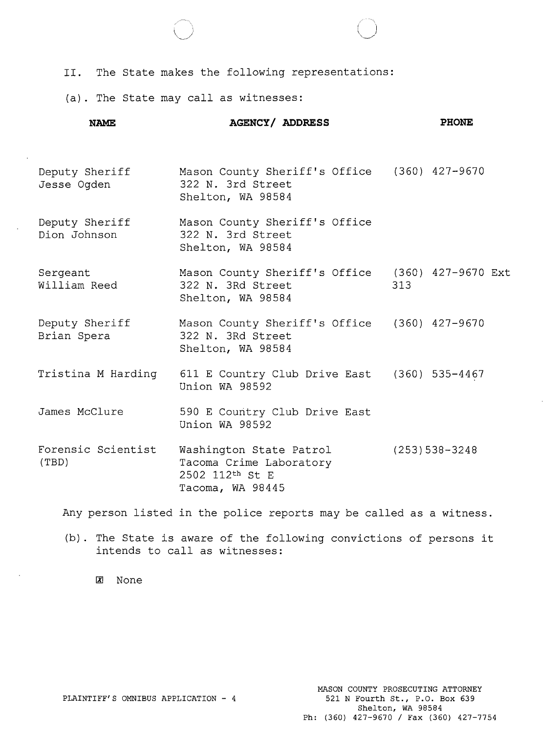II. The State makes the following representations:

(a). The State may call as witnesses:

| NAME | AGENCY/ ADDRESS | PHONE |
|---|---|---|
| Deputy Sheriff Jesse Ogden | Mason County Sheriff's Office 322 N. 3rd Street Shelton, WA 98584 | (360) 427-9670 |
| Deputy Sheriff Dion Johnson | Mason County Sheriff's Office 322 N. 3rd Street Shelton, WA 98584 | |
| Sergeant William Reed | Mason County Sheriff's Office 322 N. 3Rd Street Shelton, WA 98584 | (360) 427-9670 Ext 313 |
| Deputy Sheriff Brian Spera | Mason County Sheriff's Office 322 N. 3Rd Street Shelton, WA 98584 | (360) 427-9670 |
| Tristina M Harding | 611 E Country Club Drive East Union WA 98592 | (360) 535-4467 |
| James McClure | 590 E Country Club Drive East Union WA 98592 | |
| Forensic Scientist (TBD) | Washington State Patrol Tacoma Crime Laboratory 2502 112th St E Tacoma, WA 98445 | (253)538-3248 |

Any person listed in the police reports may be called as a witness.

(b). The State is aware of the following convictions of persons it intends to call as witnesses:

☒ None

PLAINTIFF'S OMNIBUS APPLICATION - 4

MASON COUNTY PROSECUTING ATTORNEY
521 N Fourth St., P.O. Box 639
Shelton, WA 98584
Ph: (360) 427-9670 / Fax (360) 427-7754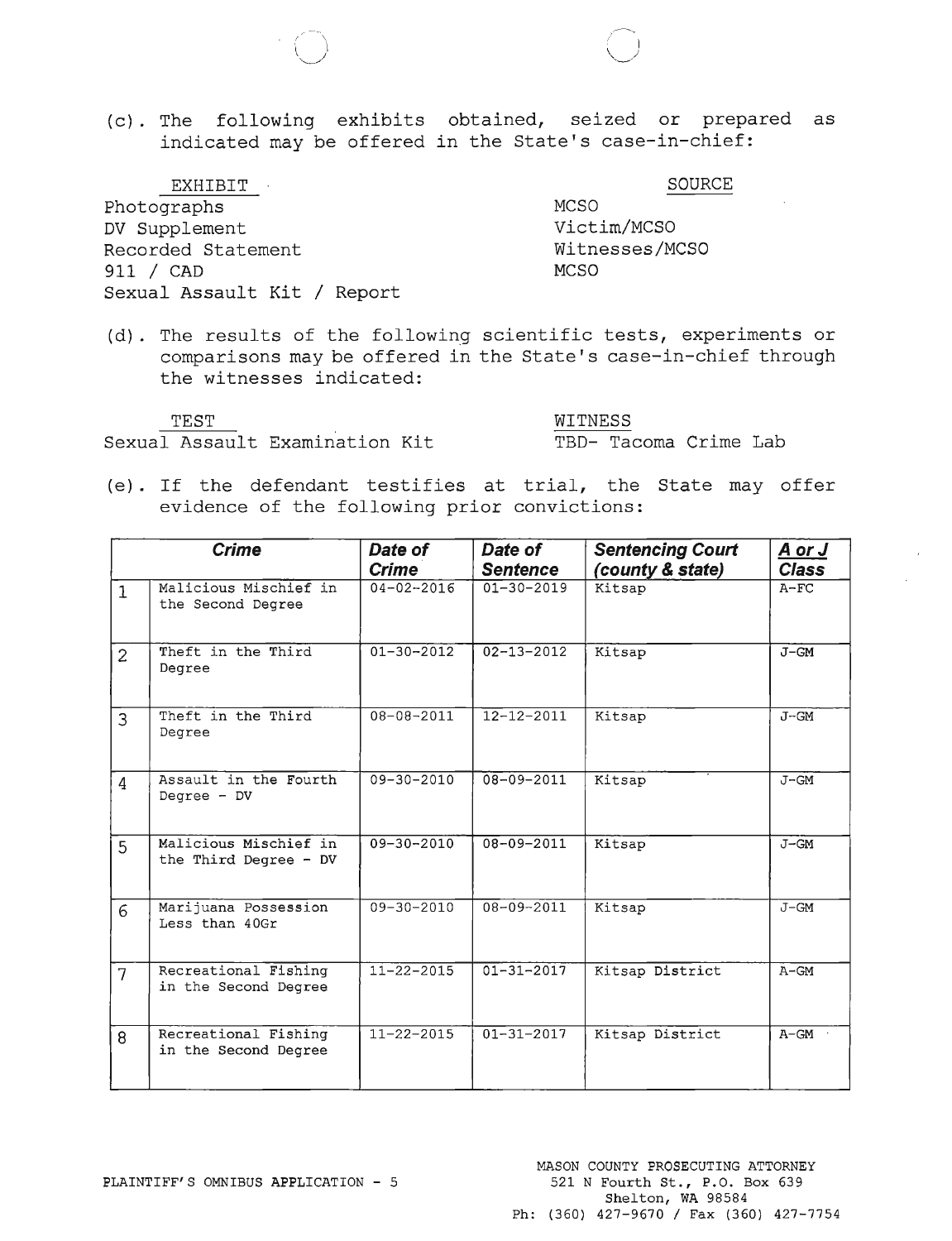(c). The following exhibits obtained, seized or prepared as indicated may be offered in the State's case-in-chief:

| EXHIBIT | SOURCE |
|---|---|
| Photographs | MCSO |
| DV Supplement | Victim/MCSO |
| Recorded Statement | Witnesses/MCSO |
| 911 / CAD | MCSO |
| Sexual Assault Kit / Report | |

(d). The results of the following scientific tests, experiments or comparisons may be offered in the State's case-in-chief through the witnesses indicated:

| TEST | WITNESS |
|---|---|
| Sexual Assault Examination Kit | TBD- Tacoma Crime Lab |

(e). If the defendant testifies at trial, the State may offer evidence of the following prior convictions:

| | ***Crime*** | ***Date of Crime*** | ***Date of Sentence*** | ***Sentencing Court (county & state)*** | ***A or J Class*** |
|---|---|---|---|---|---|
| 1 | Malicious Mischief in the Second Degree | 04-02-2016 | 01-30-2019 | Kitsap | A-FC |
| 2 | Theft in the Third Degree | 01-30-2012 | 02-13-2012 | Kitsap | J-GM |
| 3 | Theft in the Third Degree | 08-08-2011 | 12-12-2011 | Kitsap | J-GM |
| 4 | Assault in the Fourth Degree - DV | 09-30-2010 | 08-09-2011 | Kitsap | J-GM |
| 5 | Malicious Mischief in the Third Degree - DV | 09-30-2010 | 08-09-2011 | Kitsap | J-GM |
| 6 | Marijuana Possession Less than 40Gr | 09-30-2010 | 08-09-2011 | Kitsap | J-GM |
| 7 | Recreational Fishing in the Second Degree | 11-22-2015 | 01-31-2017 | Kitsap District | A-GM |
| 8 | Recreational Fishing in the Second Degree | 11-22-2015 | 01-31-2017 | Kitsap District | A-GM |

PLAINTIFF'S OMNIBUS APPLICATION - 5

MASON COUNTY PROSECUTING ATTORNEY
521 N Fourth St., P.O. Box 639
Shelton, WA 98584
Ph: (360) 427-9670 / Fax (360) 427-7754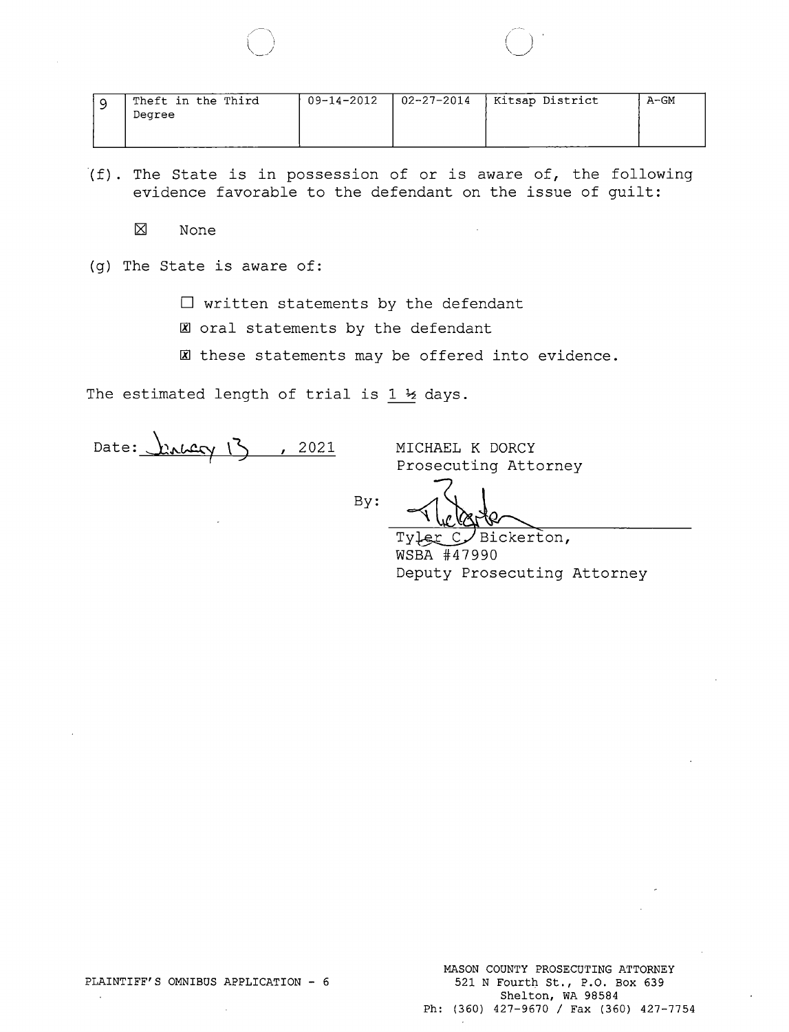| | | | | | |
|---|---|---|---|---|---|
| 9 | Theft in the Third Degree | 09-14-2012 | 02-27-2014 | Kitsap District | A-GM |

(f). The State is in possession of or is aware of, the following evidence favorable to the defendant on the issue of guilt:

☒ None

(g) The State is aware of:

☐ written statements by the defendant

☒ oral statements by the defendant

☒ these statements may be offered into evidence.

The estimated length of trial is 1 ½ days.

Date: January 13, 2021

MICHAEL K DORCY
Prosecuting Attorney

By: [signature]
Tyler C. Bickerton,
WSBA #47990
Deputy Prosecuting Attorney

PLAINTIFF'S OMNIBUS APPLICATION - 6

MASON COUNTY PROSECUTING ATTORNEY
521 N Fourth St., P.O. Box 639
Shelton, WA 98584
Ph: (360) 427-9670 / Fax (360) 427-7754